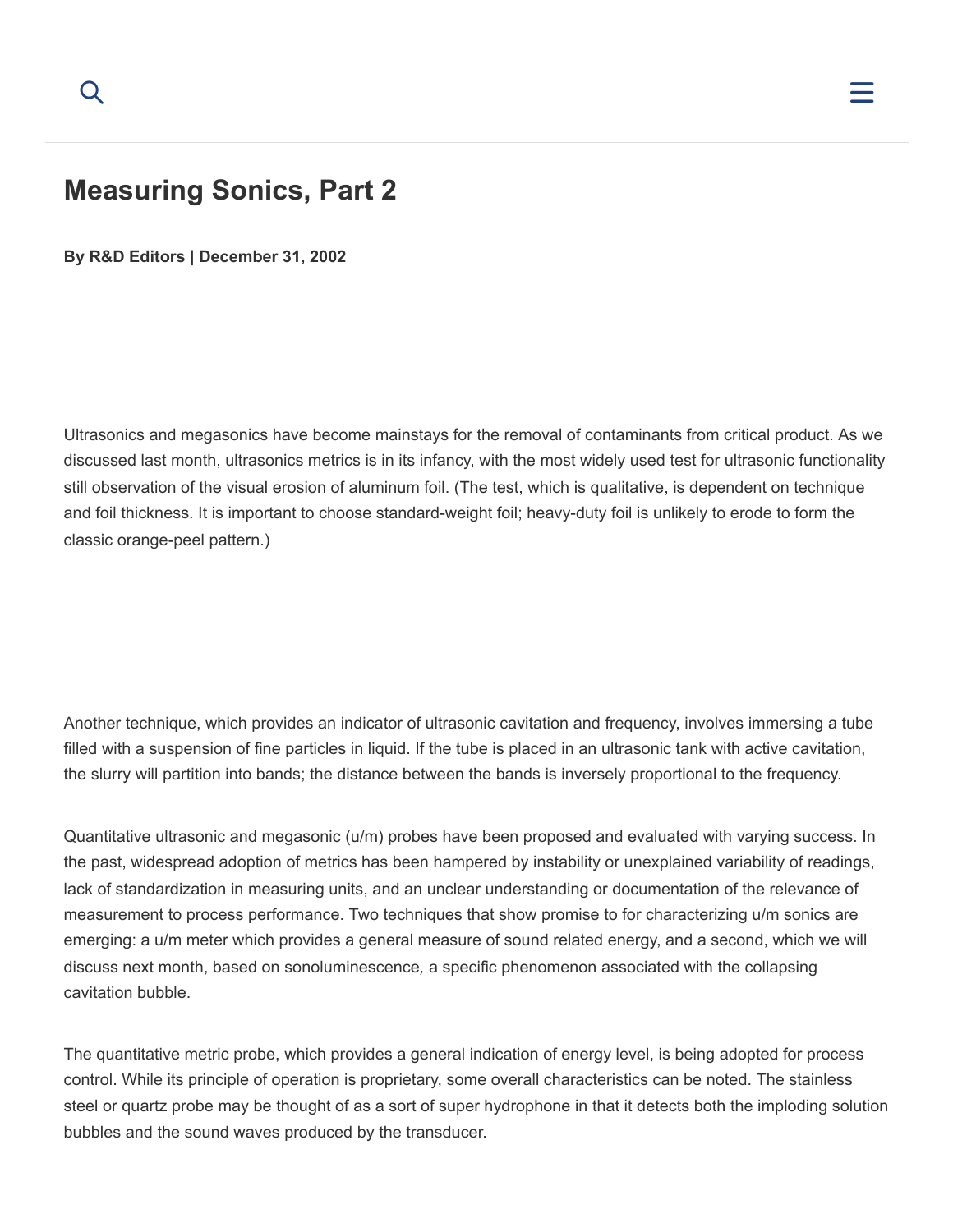# Measuring Sonics, Part 2

**By R&D Editors | December 31, 2002**

Ultrasonics and megasonics have become mainstays for the removal of contaminants from critical product. As we discussed last month, ultrasonics metrics is in its infancy, with the most widely used test for ultrasonic functionality still observation of the visual erosion of aluminum foil. (The test, which is qualitative, is dependent on technique and foil thickness. It is important to choose standard-weight foil; heavy-duty foil is unlikely to erode to form the classic orange-peel pattern.)

Another technique, which provides an indicator of ultrasonic cavitation and frequency, involves immersing a tube filled with a suspension of fine particles in liquid. If the tube is placed in an ultrasonic tank with active cavitation, the slurry will partition into bands; the distance between the bands is inversely proportional to the frequency.

Quantitative ultrasonic and megasonic (u/m) probes have been proposed and evaluated with varying success. In the past, widespread adoption of metrics has been hampered by instability or unexplained variability of readings, lack of standardization in measuring units, and an unclear understanding or documentation of the relevance of measurement to process performance. Two techniques that show promise to for characterizing u/m sonics are emerging: a u/m meter which provides a general measure of sound related energy, and a second, which we will discuss next month, based on sonoluminescence*,* a specific phenomenon associated with the collapsing cavitation bubble.

The quantitative metric probe, which provides a general indication of energy level, is being adopted for process control. While its principle of operation is proprietary, some overall characteristics can be noted. The stainless steel or quartz probe may be thought of as a sort of super hydrophone in that it detects both the imploding solution bubbles and the sound waves produced by the transducer.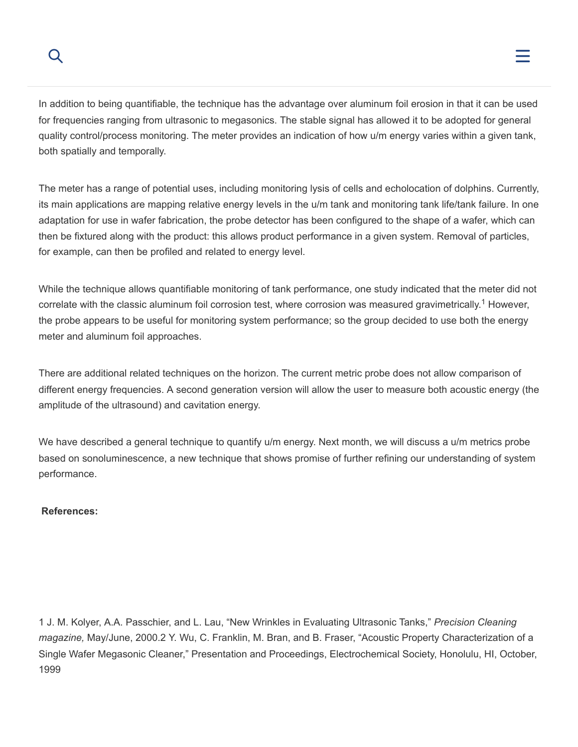In addition to being quantifiable, the technique has the advantage over aluminum foil erosion in that it can be used for frequencies ranging from ultrasonic to megasonics. The stable signal has allowed it to be adopted for general quality control/process monitoring. The meter provides an indication of how u/m energy varies within a given tank, both spatially and temporally.

The meter has a range of potential uses, including monitoring lysis of cells and echolocation of dolphins. Currently, its main applications are mapping relative energy levels in the u/m tank and monitoring tank life/tank failure. In one adaptation for use in wafer fabrication, the probe detector has been configured to the shape of a wafer, which can then be fixtured along with the product: this allows product performance in a given system. Removal of particles, for example, can then be profiled and related to energy level.

While the technique allows quantifiable monitoring of tank performance, one study indicated that the meter did not correlate with the classic aluminum foil corrosion test, where corrosion was measured gravimetrically.[1] However, the probe appears to be useful for monitoring system performance; so the group decided to use both the energy meter and aluminum foil approaches.

There are additional related techniques on the horizon. The current metric probe does not allow comparison of different energy frequencies. A second generation version will allow the user to measure both acoustic energy (the amplitude of the ultrasound) and cavitation energy.

We have described a general technique to quantify u/m energy. Next month, we will discuss a u/m metrics probe based on sonoluminescence, a new technique that shows promise of further refining our understanding of system performance.

**References:**

1 J. M. Kolyer, A.A. Passchier, and L. Lau, "New Wrinkles in Evaluating Ultrasonic Tanks," *Precision Cleaning magazine,* May/June, 2000.2 Y. Wu, C. Franklin, M. Bran, and B. Fraser, "Acoustic Property Characterization of a Single Wafer Megasonic Cleaner," Presentation and Proceedings, Electrochemical Society, Honolulu, HI, October, 1999